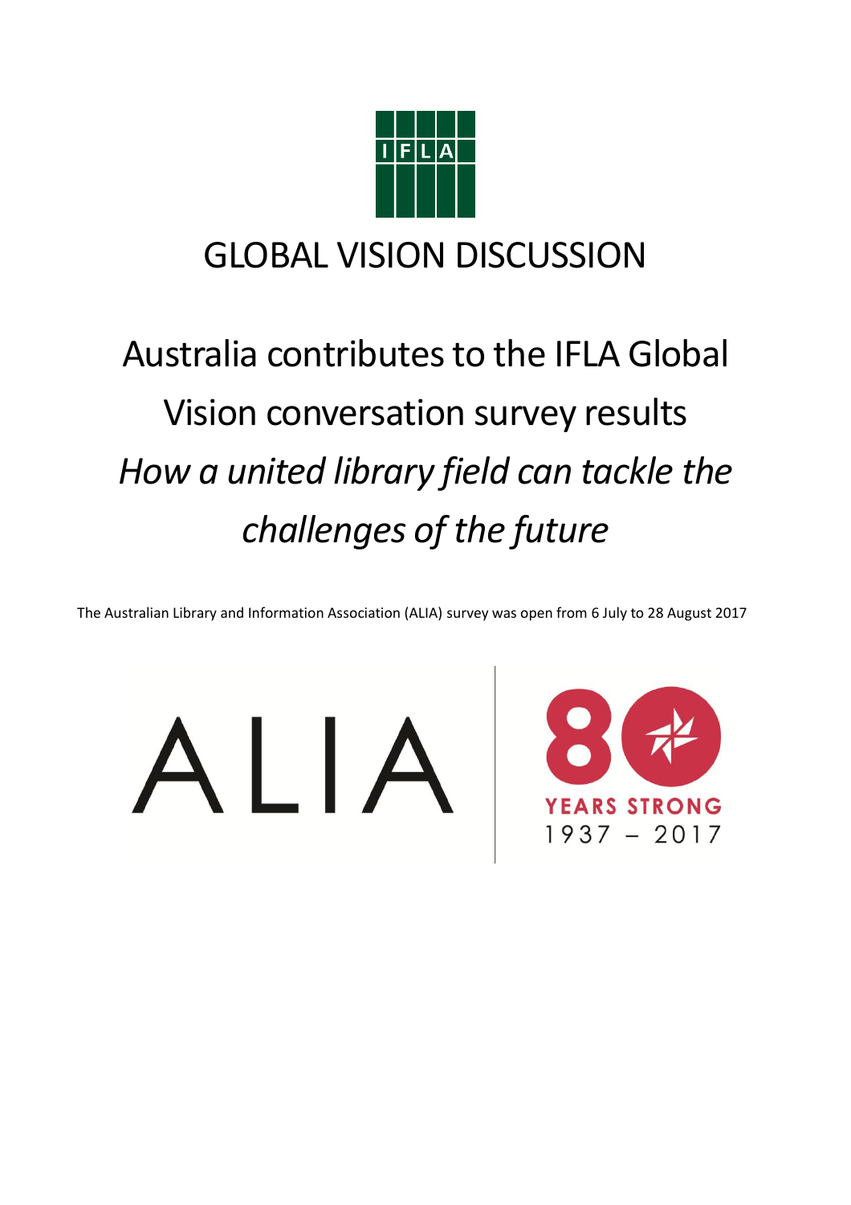# GLOBAL VISION DISCUSSION

## Australia contributes to the IFLA Global Vision conversation survey results

## *How a united library field can tackle the challenges of the future*

The Australian Library and Information Association (ALIA) survey was open from 6 July to 28 August 2017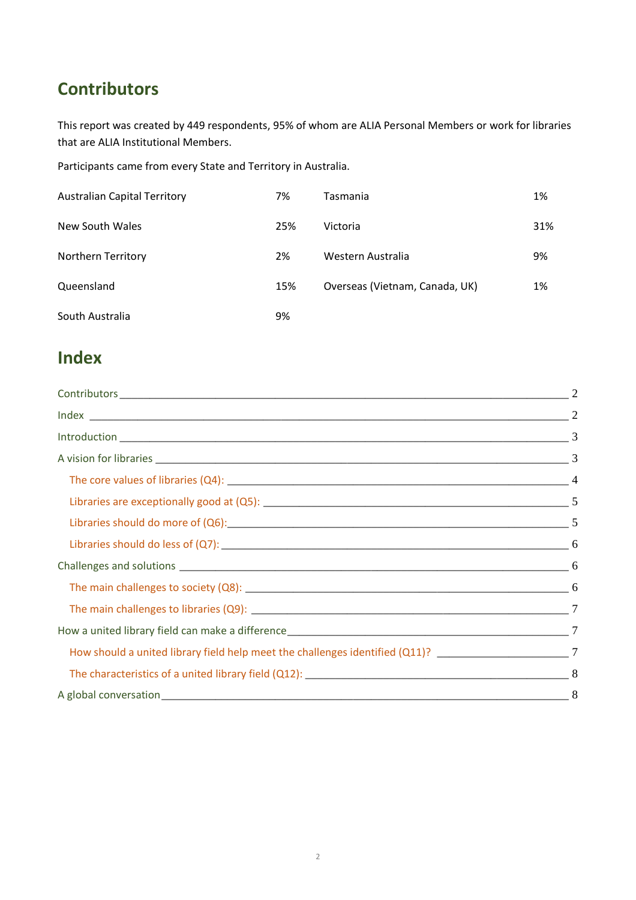## Contributors

This report was created by 449 respondents, 95% of whom are ALIA Personal Members or work for libraries that are ALIA Institutional Members.

Participants came from every State and Territory in Australia.

| | | | |
|---|---|---|---|
| Australian Capital Territory | 7% | Tasmania | 1% |
| New South Wales | 25% | Victoria | 31% |
| Northern Territory | 2% | Western Australia | 9% |
| Queensland | 15% | Overseas (Vietnam, Canada, UK) | 1% |
| South Australia | 9% | | |

## Index

- Contributors ____ 2
- Index ____ 2
- Introduction ____ 3
- A vision for libraries ____ 3
  - The core values of libraries (Q4): ____ 4
  - Libraries are exceptionally good at (Q5): ____ 5
  - Libraries should do more of (Q6): ____ 5
  - Libraries should do less of (Q7): ____ 6
- Challenges and solutions ____ 6
  - The main challenges to society (Q8): ____ 6
  - The main challenges to libraries (Q9): ____ 7
- How a united library field can make a difference ____ 7
  - How should a united library field help meet the challenges identified (Q11)? ____ 7
  - The characteristics of a united library field (Q12): ____ 8
- A global conversation ____ 8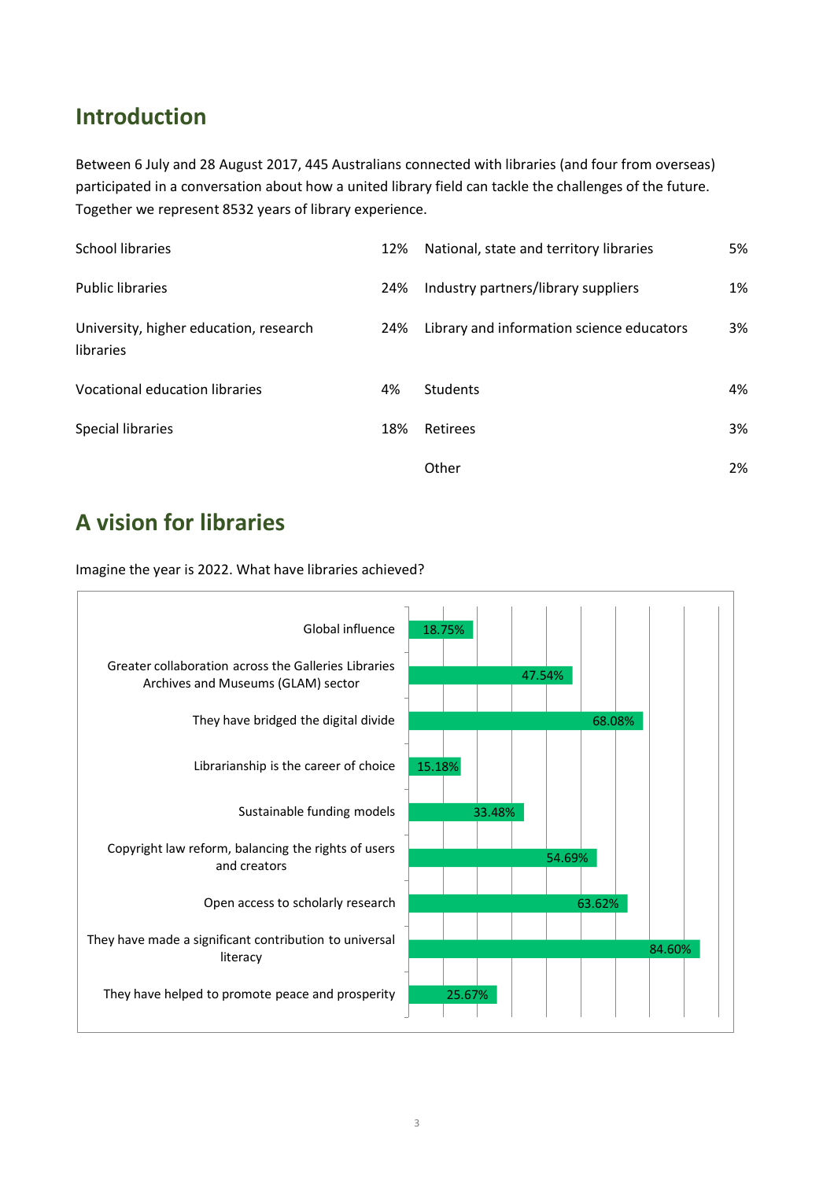## Introduction

Between 6 July and 28 August 2017, 445 Australians connected with libraries (and four from overseas) participated in a conversation about how a united library field can tackle the challenges of the future. Together we represent 8532 years of library experience.

| | | | |
|---|---|---|---|
| School libraries | 12% | National, state and territory libraries | 5% |
| Public libraries | 24% | Industry partners/library suppliers | 1% |
| University, higher education, research libraries | 24% | Library and information science educators | 3% |
| Vocational education libraries | 4% | Students | 4% |
| Special libraries | 18% | Retirees | 3% |
| | | Other | 2% |

## A vision for libraries

Imagine the year is 2022. What have libraries achieved?

| Achievement | Percentage |
|---|---|
| Global influence | 18.75% |
| Greater collaboration across the Galleries Libraries Archives and Museums (GLAM) sector | 47.54% |
| They have bridged the digital divide | 68.08% |
| Librarianship is the career of choice | 15.18% |
| Sustainable funding models | 33.48% |
| Copyright law reform, balancing the rights of users and creators | 54.69% |
| Open access to scholarly research | 63.62% |
| They have made a significant contribution to universal literacy | 84.60% |
| They have helped to promote peace and prosperity | 25.67% |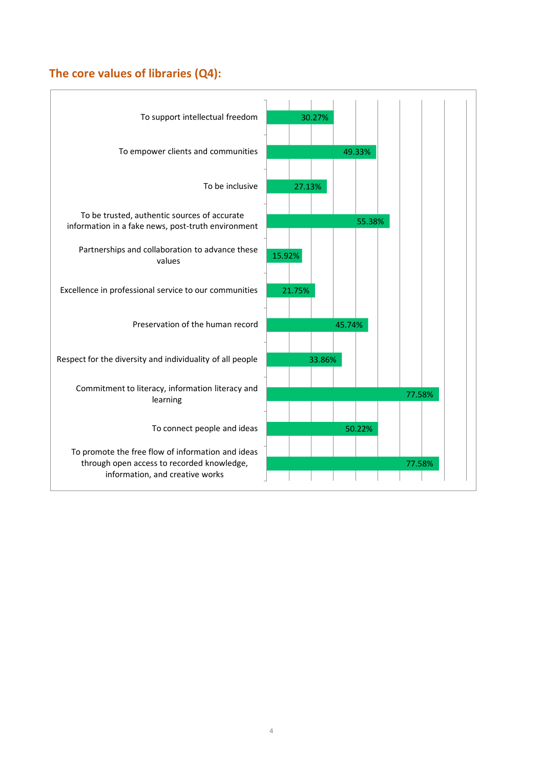## The core values of libraries (Q4):

| Core value | Percentage |
|---|---|
| To support intellectual freedom | 30.27% |
| To empower clients and communities | 49.33% |
| To be inclusive | 27.13% |
| To be trusted, authentic sources of accurate information in a fake news, post-truth environment | 55.38% |
| Partnerships and collaboration to advance these values | 15.92% |
| Excellence in professional service to our communities | 21.75% |
| Preservation of the human record | 45.74% |
| Respect for the diversity and individuality of all people | 33.86% |
| Commitment to literacy, information literacy and learning | 77.58% |
| To connect people and ideas | 50.22% |
| To promote the free flow of information and ideas through open access to recorded knowledge, information, and creative works | 77.58% |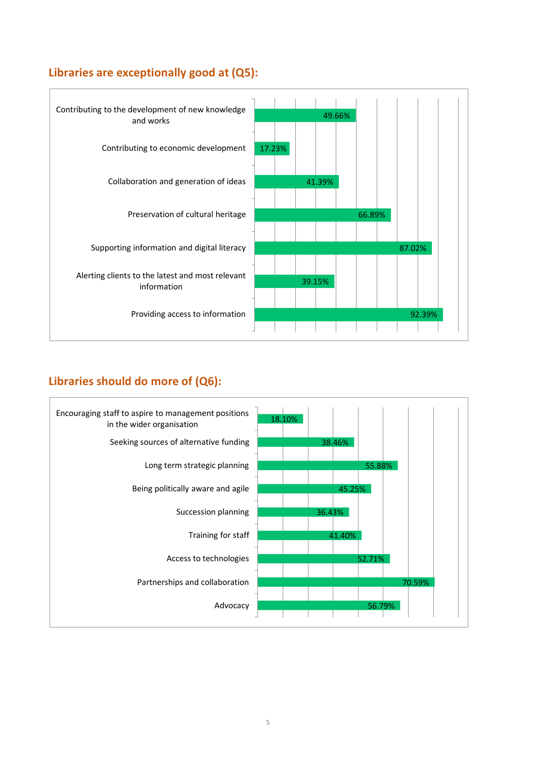## Libraries are exceptionally good at (Q5):

| Item | Percentage |
|---|---|
| Contributing to the development of new knowledge and works | 49.66% |
| Contributing to economic development | 17.23% |
| Collaboration and generation of ideas | 41.39% |
| Preservation of cultural heritage | 66.89% |
| Supporting information and digital literacy | 87.02% |
| Alerting clients to the latest and most relevant information | 39.15% |
| Providing access to information | 92.39% |

## Libraries should do more of (Q6):

| Item | Percentage |
|---|---|
| Encouraging staff to aspire to management positions in the wider organisation | 18.10% |
| Seeking sources of alternative funding | 38.46% |
| Long term strategic planning | 55.88% |
| Being politically aware and agile | 45.25% |
| Succession planning | 36.43% |
| Training for staff | 41.40% |
| Access to technologies | 52.71% |
| Partnerships and collaboration | 70.59% |
| Advocacy | 56.79% |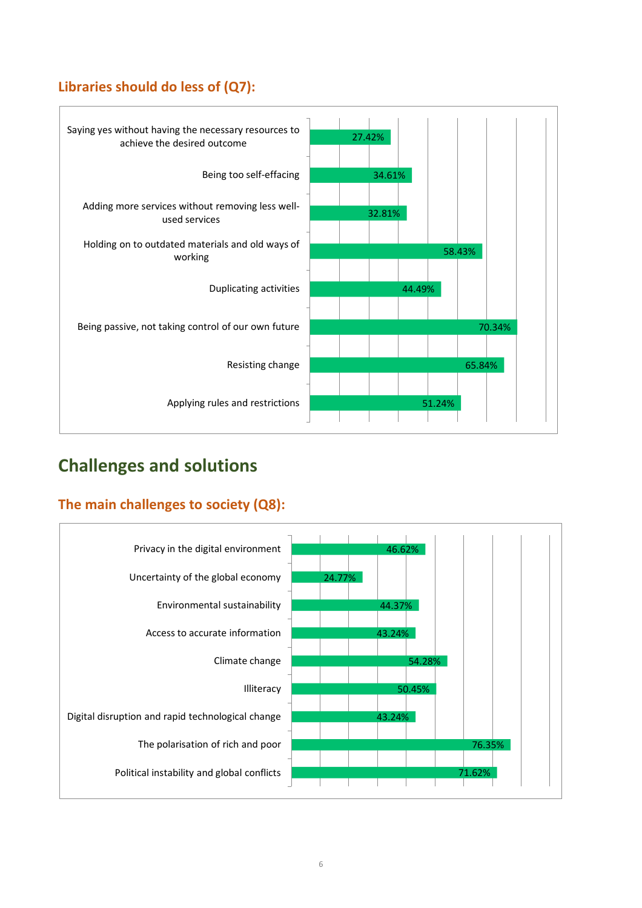### Libraries should do less of (Q7):

| Item | Percentage |
| --- | --- |
| Saying yes without having the necessary resources to achieve the desired outcome | 27.42% |
| Being too self-effacing | 34.61% |
| Adding more services without removing less well-used services | 32.81% |
| Holding on to outdated materials and old ways of working | 58.43% |
| Duplicating activities | 44.49% |
| Being passive, not taking control of our own future | 70.34% |
| Resisting change | 65.84% |
| Applying rules and restrictions | 51.24% |

## Challenges and solutions

### The main challenges to society (Q8):

| Item | Percentage |
| --- | --- |
| Privacy in the digital environment | 46.62% |
| Uncertainty of the global economy | 24.77% |
| Environmental sustainability | 44.37% |
| Access to accurate information | 43.24% |
| Climate change | 54.28% |
| Illiteracy | 50.45% |
| Digital disruption and rapid technological change | 43.24% |
| The polarisation of rich and poor | 76.35% |
| Political instability and global conflicts | 71.62% |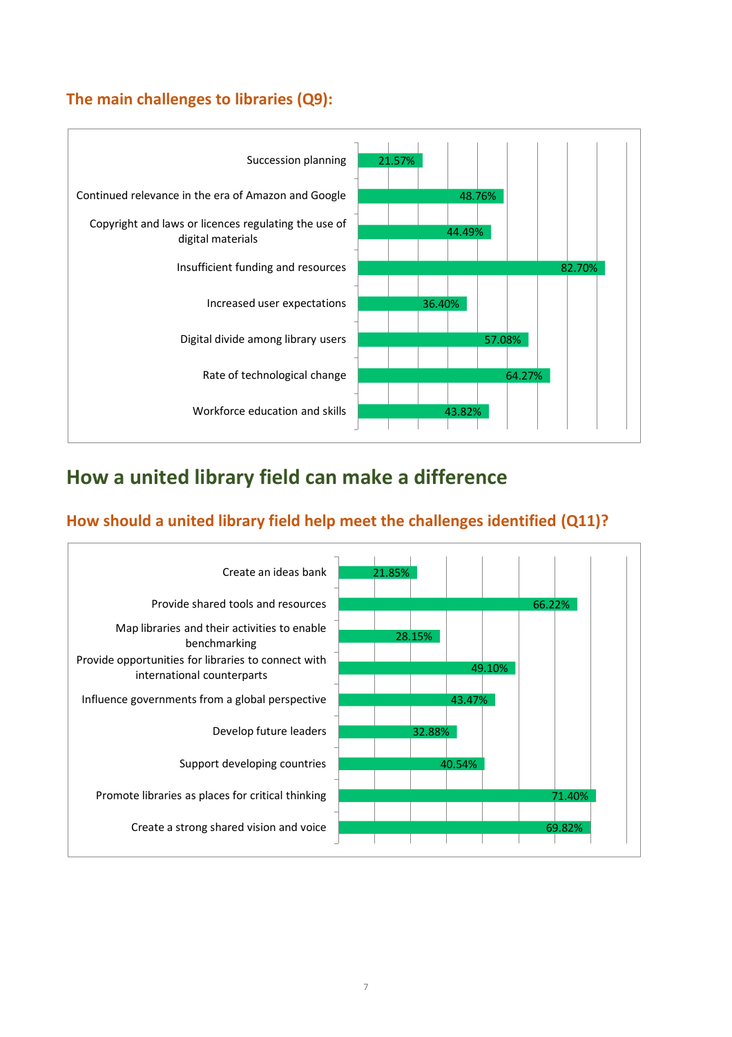### The main challenges to libraries (Q9):

| Challenge | Percentage |
| --- | --- |
| Succession planning | 21.57% |
| Continued relevance in the era of Amazon and Google | 48.76% |
| Copyright and laws or licences regulating the use of digital materials | 44.49% |
| Insufficient funding and resources | 82.70% |
| Increased user expectations | 36.40% |
| Digital divide among library users | 57.08% |
| Rate of technological change | 64.27% |
| Workforce education and skills | 43.82% |

## How a united library field can make a difference

### How should a united library field help meet the challenges identified (Q11)?

| Response | Percentage |
| --- | --- |
| Create an ideas bank | 21.85% |
| Provide shared tools and resources | 66.22% |
| Map libraries and their activities to enable benchmarking | 28.15% |
| Provide opportunities for libraries to connect with international counterparts | 49.10% |
| Influence governments from a global perspective | 43.47% |
| Develop future leaders | 32.88% |
| Support developing countries | 40.54% |
| Promote libraries as places for critical thinking | 71.40% |
| Create a strong shared vision and voice | 69.82% |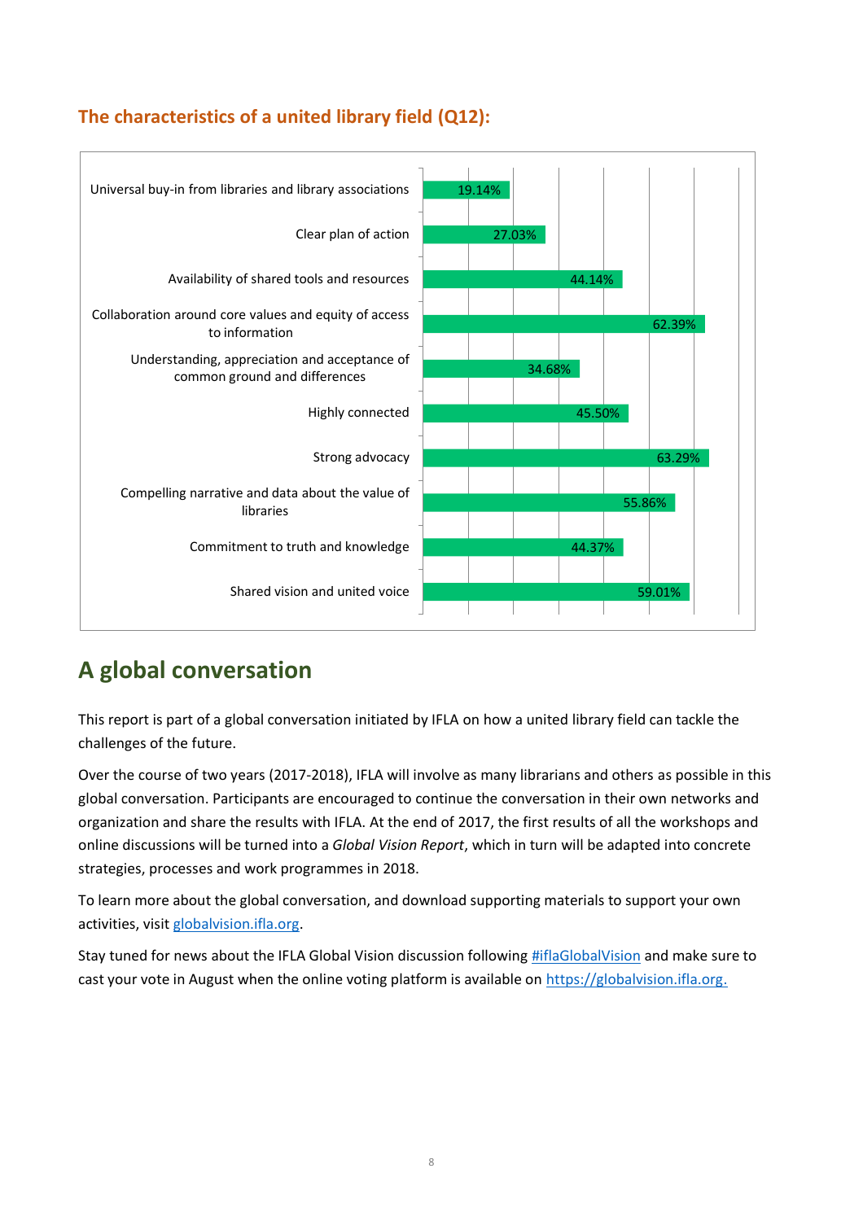### The characteristics of a united library field (Q12):

Universal buy-in from libraries and library associations 19.14%

Clear plan of action 27.03%

Availability of shared tools and resources 44.14%

Collaboration around core values and equity of access to information 62.39%

Understanding, appreciation and acceptance of common ground and differences 34.68%

Highly connected 45.50%

Strong advocacy 63.29%

Compelling narrative and data about the value of libraries 55.86%

Commitment to truth and knowledge 44.37%

Shared vision and united voice 59.01%

# A global conversation

This report is part of a global conversation initiated by IFLA on how a united library field can tackle the challenges of the future.

Over the course of two years (2017-2018), IFLA will involve as many librarians and others as possible in this global conversation. Participants are encouraged to continue the conversation in their own networks and organization and share the results with IFLA. At the end of 2017, the first results of all the workshops and online discussions will be turned into a *Global Vision Report*, which in turn will be adapted into concrete strategies, processes and work programmes in 2018.

To learn more about the global conversation, and download supporting materials to support your own activities, visit globalvision.ifla.org.

Stay tuned for news about the IFLA Global Vision discussion following #iflaGlobalVision and make sure to cast your vote in August when the online voting platform is available on https://globalvision.ifla.org.